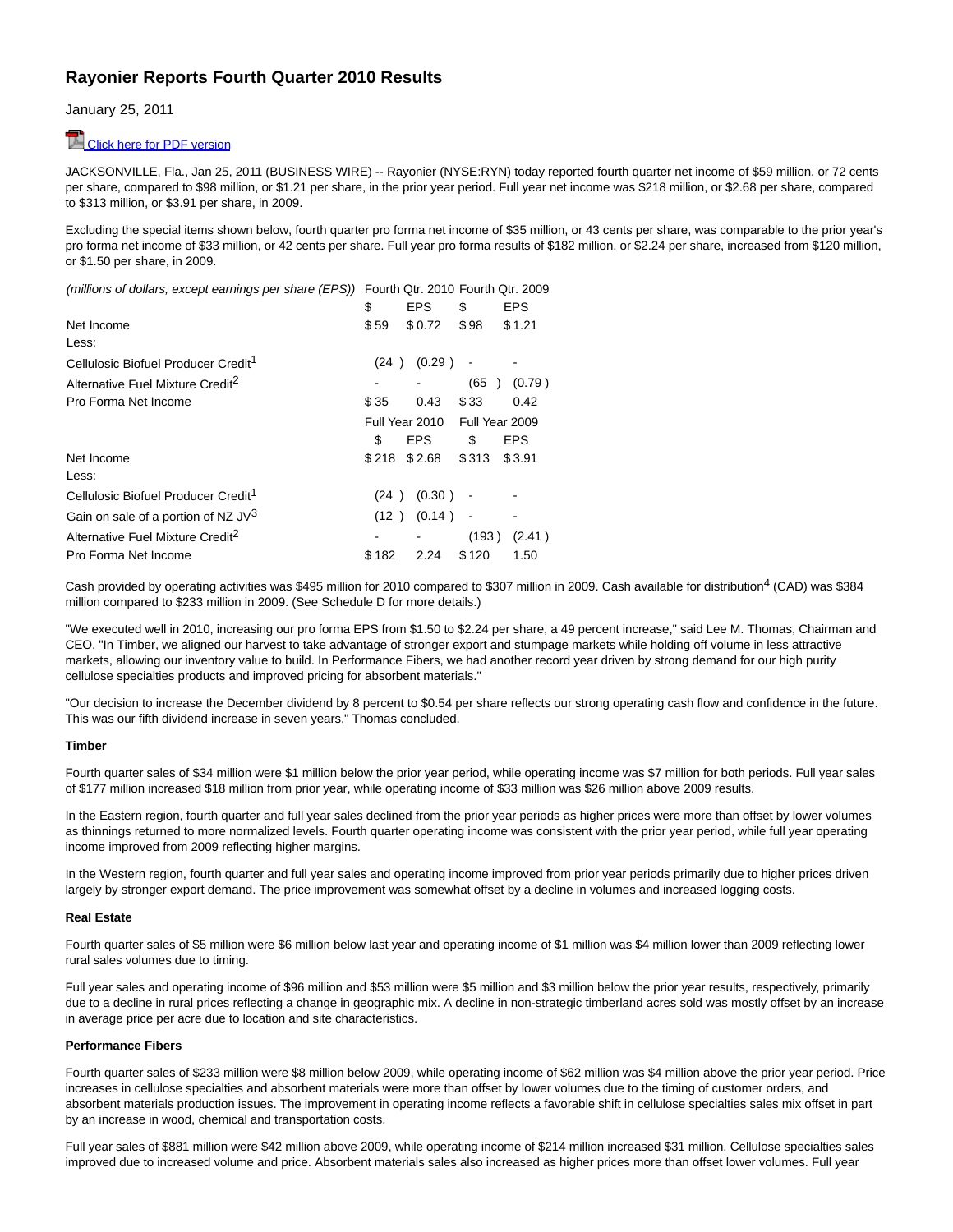# Rayonier Reports Fourth Quarter 2010 Results

January 25, 2011

Click here for PDF version

JACKSONVILLE, Fla., Jan 25, 2011 (BUSINESS WIRE) -- Rayonier (NYSE:RYN) today reported fourth quarter net income of $59 million, or 72 cents per share, compared to $98 million, or $1.21 per share, in the prior year period. Full year net income was $218 million, or $2.68 per share, compared to $313 million, or $3.91 per share, in 2009.

Excluding the special items shown below, fourth quarter pro forma net income of $35 million, or 43 cents per share, was comparable to the prior year's pro forma net income of $33 million, or 42 cents per share. Full year pro forma results of $182 million, or $2.24 per share, increased from $120 million, or $1.50 per share, in 2009.

| *(millions of dollars, except earnings per share (EPS))* | Fourth Qtr. 2010 | | Fourth Qtr. 2009 | |
|---|---|---|---|---|
| | $ | EPS | $ | EPS |
| Net Income | $ 59 | $ 0.72 | $ 98 | $ 1.21 |
| Less: | | | | |
| Cellulosic Biofuel Producer Credit[1] | (24 ) | (0.29 ) | - | - |
| Alternative Fuel Mixture Credit[2] | - | - | (65 ) | (0.79 ) |
| Pro Forma Net Income | $ 35 | 0.43 | $ 33 | 0.42 |
| | Full Year 2010 | | Full Year 2009 | |
| | $ | EPS | $ | EPS |
| Net Income | $ 218 | $ 2.68 | $ 313 | $ 3.91 |
| Less: | | | | |
| Cellulosic Biofuel Producer Credit[1] | (24 ) | (0.30 ) | - | - |
| Gain on sale of a portion of NZ JV[3] | (12 ) | (0.14 ) | - | - |
| Alternative Fuel Mixture Credit[2] | - | - | (193 ) | (2.41 ) |
| Pro Forma Net Income | $ 182 | 2.24 | $ 120 | 1.50 |

Cash provided by operating activities was $495 million for 2010 compared to $307 million in 2009. Cash available for distribution[4] (CAD) was $384 million compared to $233 million in 2009. (See Schedule D for more details.)

"We executed well in 2010, increasing our pro forma EPS from $1.50 to $2.24 per share, a 49 percent increase," said Lee M. Thomas, Chairman and CEO. "In Timber, we aligned our harvest to take advantage of stronger export and stumpage markets while holding off volume in less attractive markets, allowing our inventory value to build. In Performance Fibers, we had another record year driven by strong demand for our high purity cellulose specialties products and improved pricing for absorbent materials."

"Our decision to increase the December dividend by 8 percent to $0.54 per share reflects our strong operating cash flow and confidence in the future. This was our fifth dividend increase in seven years," Thomas concluded.

**Timber**

Fourth quarter sales of $34 million were $1 million below the prior year period, while operating income was $7 million for both periods. Full year sales of $177 million increased $18 million from prior year, while operating income of $33 million was $26 million above 2009 results.

In the Eastern region, fourth quarter and full year sales declined from the prior year periods as higher prices were more than offset by lower volumes as thinnings returned to more normalized levels. Fourth quarter operating income was consistent with the prior year period, while full year operating income improved from 2009 reflecting higher margins.

In the Western region, fourth quarter and full year sales and operating income improved from prior year periods primarily due to higher prices driven largely by stronger export demand. The price improvement was somewhat offset by a decline in volumes and increased logging costs.

**Real Estate**

Fourth quarter sales of $5 million were $6 million below last year and operating income of $1 million was $4 million lower than 2009 reflecting lower rural sales volumes due to timing.

Full year sales and operating income of $96 million and $53 million were $5 million and $3 million below the prior year results, respectively, primarily due to a decline in rural prices reflecting a change in geographic mix. A decline in non-strategic timberland acres sold was mostly offset by an increase in average price per acre due to location and site characteristics.

**Performance Fibers**

Fourth quarter sales of $233 million were $8 million below 2009, while operating income of $62 million was $4 million above the prior year period. Price increases in cellulose specialties and absorbent materials were more than offset by lower volumes due to the timing of customer orders, and absorbent materials production issues. The improvement in operating income reflects a favorable shift in cellulose specialties sales mix offset in part by an increase in wood, chemical and transportation costs.

Full year sales of $881 million were $42 million above 2009, while operating income of $214 million increased $31 million. Cellulose specialties sales improved due to increased volume and price. Absorbent materials sales also increased as higher prices more than offset lower volumes. Full year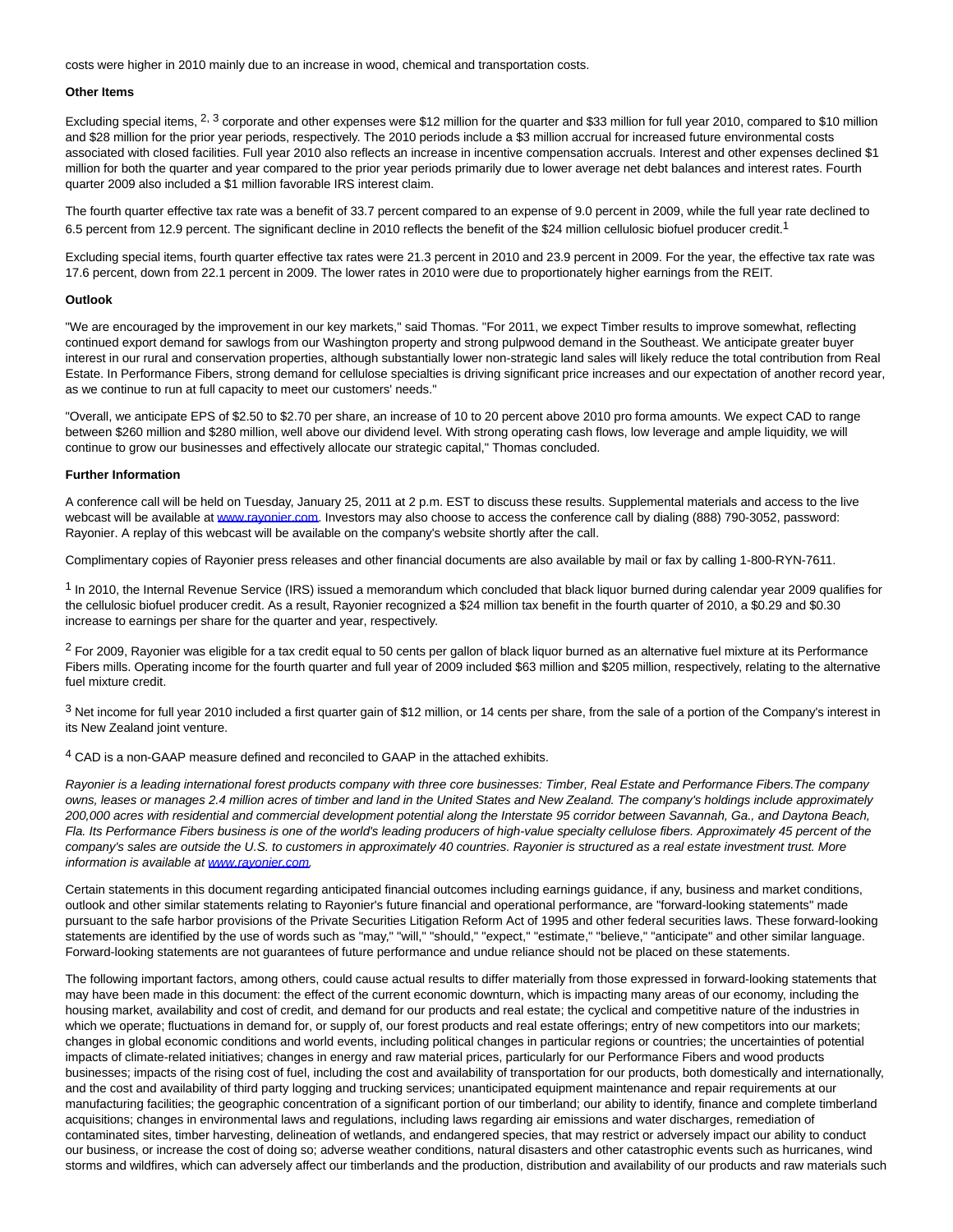costs were higher in 2010 mainly due to an increase in wood, chemical and transportation costs.

**Other Items**

Excluding special items, [2, 3] corporate and other expenses were $12 million for the quarter and $33 million for full year 2010, compared to $10 million and $28 million for the prior year periods, respectively. The 2010 periods include a $3 million accrual for increased future environmental costs associated with closed facilities. Full year 2010 also reflects an increase in incentive compensation accruals. Interest and other expenses declined $1 million for both the quarter and year compared to the prior year periods primarily due to lower average net debt balances and interest rates. Fourth quarter 2009 also included a $1 million favorable IRS interest claim.

The fourth quarter effective tax rate was a benefit of 33.7 percent compared to an expense of 9.0 percent in 2009, while the full year rate declined to 6.5 percent from 12.9 percent. The significant decline in 2010 reflects the benefit of the $24 million cellulosic biofuel producer credit.[1]

Excluding special items, fourth quarter effective tax rates were 21.3 percent in 2010 and 23.9 percent in 2009. For the year, the effective tax rate was 17.6 percent, down from 22.1 percent in 2009. The lower rates in 2010 were due to proportionately higher earnings from the REIT.

**Outlook**

"We are encouraged by the improvement in our key markets," said Thomas. "For 2011, we expect Timber results to improve somewhat, reflecting continued export demand for sawlogs from our Washington property and strong pulpwood demand in the Southeast. We anticipate greater buyer interest in our rural and conservation properties, although substantially lower non-strategic land sales will likely reduce the total contribution from Real Estate. In Performance Fibers, strong demand for cellulose specialties is driving significant price increases and our expectation of another record year, as we continue to run at full capacity to meet our customers' needs."

"Overall, we anticipate EPS of $2.50 to $2.70 per share, an increase of 10 to 20 percent above 2010 pro forma amounts. We expect CAD to range between $260 million and $280 million, well above our dividend level. With strong operating cash flows, low leverage and ample liquidity, we will continue to grow our businesses and effectively allocate our strategic capital," Thomas concluded.

**Further Information**

A conference call will be held on Tuesday, January 25, 2011 at 2 p.m. EST to discuss these results. Supplemental materials and access to the live webcast will be available at www.rayonier.com. Investors may also choose to access the conference call by dialing (888) 790-3052, password: Rayonier. A replay of this webcast will be available on the company's website shortly after the call.

Complimentary copies of Rayonier press releases and other financial documents are also available by mail or fax by calling 1-800-RYN-7611.

[1] In 2010, the Internal Revenue Service (IRS) issued a memorandum which concluded that black liquor burned during calendar year 2009 qualifies for the cellulosic biofuel producer credit. As a result, Rayonier recognized a $24 million tax benefit in the fourth quarter of 2010, a $0.29 and $0.30 increase to earnings per share for the quarter and year, respectively.

[2] For 2009, Rayonier was eligible for a tax credit equal to 50 cents per gallon of black liquor burned as an alternative fuel mixture at its Performance Fibers mills. Operating income for the fourth quarter and full year of 2009 included $63 million and $205 million, respectively, relating to the alternative fuel mixture credit.

[3] Net income for full year 2010 included a first quarter gain of $12 million, or 14 cents per share, from the sale of a portion of the Company's interest in its New Zealand joint venture.

[4] CAD is a non-GAAP measure defined and reconciled to GAAP in the attached exhibits.

*Rayonier is a leading international forest products company with three core businesses: Timber, Real Estate and Performance Fibers.The company owns, leases or manages 2.4 million acres of timber and land in the United States and New Zealand. The company's holdings include approximately 200,000 acres with residential and commercial development potential along the Interstate 95 corridor between Savannah, Ga., and Daytona Beach, Fla. Its Performance Fibers business is one of the world's leading producers of high-value specialty cellulose fibers. Approximately 45 percent of the company's sales are outside the U.S. to customers in approximately 40 countries. Rayonier is structured as a real estate investment trust. More information is available at www.rayonier.com.*

Certain statements in this document regarding anticipated financial outcomes including earnings guidance, if any, business and market conditions, outlook and other similar statements relating to Rayonier's future financial and operational performance, are "forward-looking statements" made pursuant to the safe harbor provisions of the Private Securities Litigation Reform Act of 1995 and other federal securities laws. These forward-looking statements are identified by the use of words such as "may," "will," "should," "expect," "estimate," "believe," "anticipate" and other similar language. Forward-looking statements are not guarantees of future performance and undue reliance should not be placed on these statements.

The following important factors, among others, could cause actual results to differ materially from those expressed in forward-looking statements that may have been made in this document: the effect of the current economic downturn, which is impacting many areas of our economy, including the housing market, availability and cost of credit, and demand for our products and real estate; the cyclical and competitive nature of the industries in which we operate; fluctuations in demand for, or supply of, our forest products and real estate offerings; entry of new competitors into our markets; changes in global economic conditions and world events, including political changes in particular regions or countries; the uncertainties of potential impacts of climate-related initiatives; changes in energy and raw material prices, particularly for our Performance Fibers and wood products businesses; impacts of the rising cost of fuel, including the cost and availability of transportation for our products, both domestically and internationally, and the cost and availability of third party logging and trucking services; unanticipated equipment maintenance and repair requirements at our manufacturing facilities; the geographic concentration of a significant portion of our timberland; our ability to identify, finance and complete timberland acquisitions; changes in environmental laws and regulations, including laws regarding air emissions and water discharges, remediation of contaminated sites, timber harvesting, delineation of wetlands, and endangered species, that may restrict or adversely impact our ability to conduct our business, or increase the cost of doing so; adverse weather conditions, natural disasters and other catastrophic events such as hurricanes, wind storms and wildfires, which can adversely affect our timberlands and the production, distribution and availability of our products and raw materials such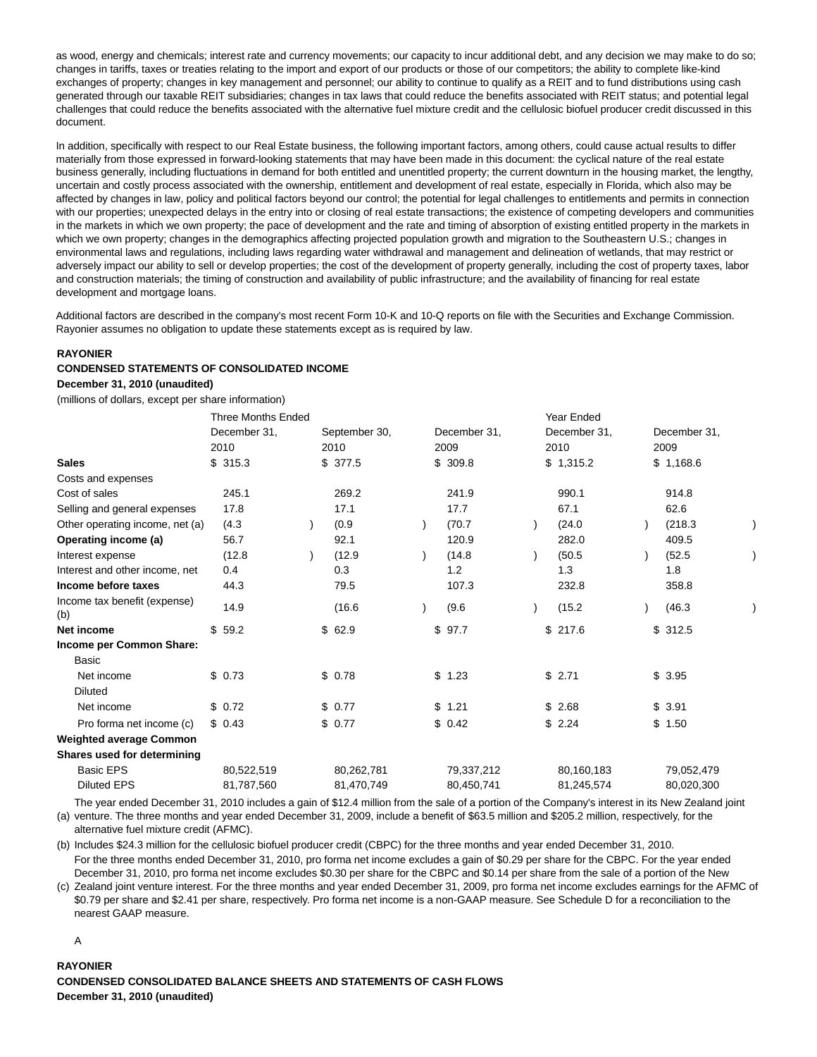as wood, energy and chemicals; interest rate and currency movements; our capacity to incur additional debt, and any decision we may make to do so; changes in tariffs, taxes or treaties relating to the import and export of our products or those of our competitors; the ability to complete like-kind exchanges of property; changes in key management and personnel; our ability to continue to qualify as a REIT and to fund distributions using cash generated through our taxable REIT subsidiaries; changes in tax laws that could reduce the benefits associated with REIT status; and potential legal challenges that could reduce the benefits associated with the alternative fuel mixture credit and the cellulosic biofuel producer credit discussed in this document.

In addition, specifically with respect to our Real Estate business, the following important factors, among others, could cause actual results to differ materially from those expressed in forward-looking statements that may have been made in this document: the cyclical nature of the real estate business generally, including fluctuations in demand for both entitled and unentitled property; the current downturn in the housing market, the lengthy, uncertain and costly process associated with the ownership, entitlement and development of real estate, especially in Florida, which also may be affected by changes in law, policy and political factors beyond our control; the potential for legal challenges to entitlements and permits in connection with our properties; unexpected delays in the entry into or closing of real estate transactions; the existence of competing developers and communities in the markets in which we own property; the pace of development and the rate and timing of absorption of existing entitled property in the markets in which we own property; changes in the demographics affecting projected population growth and migration to the Southeastern U.S.; changes in environmental laws and regulations, including laws regarding water withdrawal and management and delineation of wetlands, that may restrict or adversely impact our ability to sell or develop properties; the cost of the development of property generally, including the cost of property taxes, labor and construction materials; the timing of construction and availability of public infrastructure; and the availability of financing for real estate development and mortgage loans.

Additional factors are described in the company's most recent Form 10-K and 10-Q reports on file with the Securities and Exchange Commission. Rayonier assumes no obligation to update these statements except as is required by law.

**RAYONIER**

**CONDENSED STATEMENTS OF CONSOLIDATED INCOME**

**December 31, 2010 (unaudited)**

(millions of dollars, except per share information)

| | Three Months Ended | | | Year Ended | |
|---|---|---|---|---|---|
| | December 31, 2010 | September 30, 2010 | December 31, 2009 | December 31, 2010 | December 31, 2009 |
| **Sales** | $ 315.3 | $ 377.5 | $ 309.8 | $ 1,315.2 | $ 1,168.6 |
| Costs and expenses | | | | | |
| Cost of sales | 245.1 | 269.2 | 241.9 | 990.1 | 914.8 |
| Selling and general expenses | 17.8 | 17.1 | 17.7 | 67.1 | 62.6 |
| Other operating income, net (a) | (4.3) | (0.9) | (70.7) | (24.0) | (218.3) |
| **Operating income (a)** | 56.7 | 92.1 | 120.9 | 282.0 | 409.5 |
| Interest expense | (12.8) | (12.9) | (14.8) | (50.5) | (52.5) |
| Interest and other income, net | 0.4 | 0.3 | 1.2 | 1.3 | 1.8 |
| **Income before taxes** | 44.3 | 79.5 | 107.3 | 232.8 | 358.8 |
| Income tax benefit (expense) (b) | 14.9 | (16.6) | (9.6) | (15.2) | (46.3) |
| **Net income** | $ 59.2 | $ 62.9 | $ 97.7 | $ 217.6 | $ 312.5 |
| **Income per Common Share:** | | | | | |
| Basic | | | | | |
| Net income | $ 0.73 | $ 0.78 | $ 1.23 | $ 2.71 | $ 3.95 |
| Diluted | | | | | |
| Net income | $ 0.72 | $ 0.77 | $ 1.21 | $ 2.68 | $ 3.91 |
| Pro forma net income (c) | $ 0.43 | $ 0.77 | $ 0.42 | $ 2.24 | $ 1.50 |
| **Weighted average Common Shares used for determining** | | | | | |
| Basic EPS | 80,522,519 | 80,262,781 | 79,337,212 | 80,160,183 | 79,052,479 |
| Diluted EPS | 81,787,560 | 81,470,749 | 80,450,741 | 81,245,574 | 80,020,300 |

(a) The year ended December 31, 2010 includes a gain of $12.4 million from the sale of a portion of the Company's interest in its New Zealand joint venture. The three months and year ended December 31, 2009, include a benefit of $63.5 million and $205.2 million, respectively, for the alternative fuel mixture credit (AFMC).

(b) Includes $24.3 million for the cellulosic biofuel producer credit (CBPC) for the three months and year ended December 31, 2010.

(c) For the three months ended December 31, 2010, pro forma net income excludes a gain of $0.29 per share for the CBPC. For the year ended December 31, 2010, pro forma net income excludes $0.30 per share for the CBPC and $0.14 per share from the sale of a portion of the New Zealand joint venture interest. For the three months and year ended December 31, 2009, pro forma net income excludes earnings for the AFMC of $0.79 per share and $2.41 per share, respectively. Pro forma net income is a non-GAAP measure. See Schedule D for a reconciliation to the nearest GAAP measure.

A

**RAYONIER**

**CONDENSED CONSOLIDATED BALANCE SHEETS AND STATEMENTS OF CASH FLOWS**

**December 31, 2010 (unaudited)**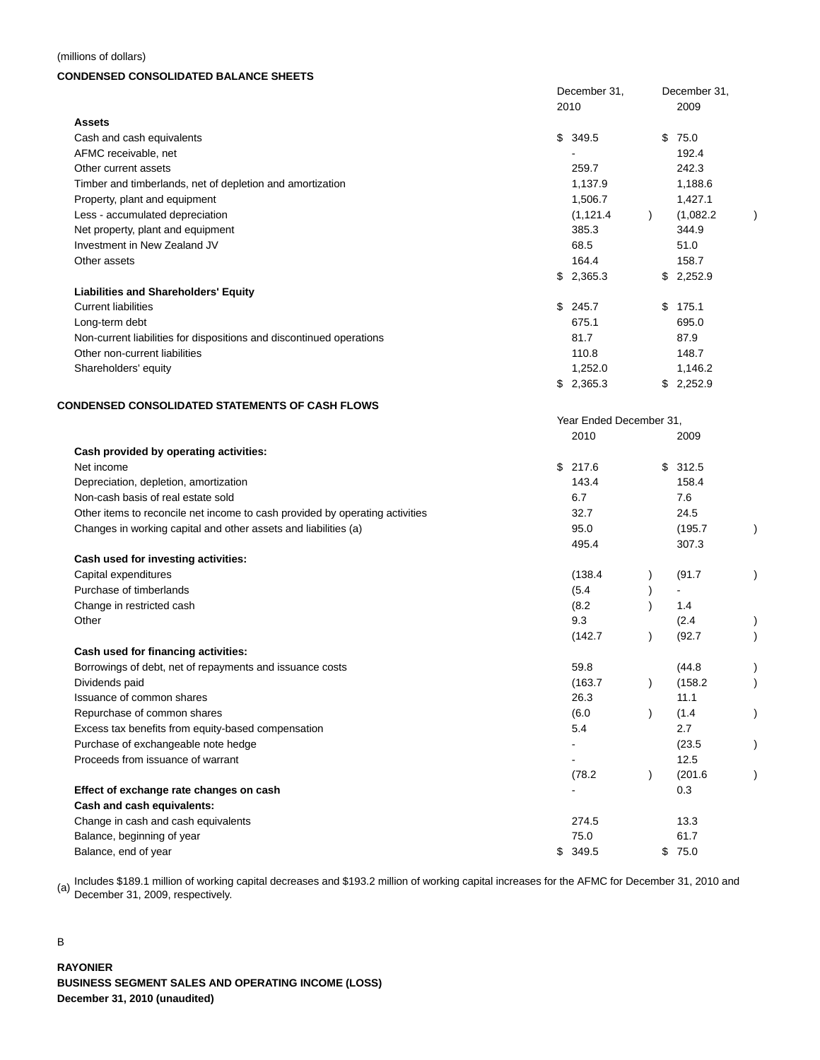(millions of dollars)

**CONDENSED CONSOLIDATED BALANCE SHEETS**

| | December 31, 2010 | December 31, 2009 |
|---|---|---|
| **Assets** | | |
| Cash and cash equivalents | $ 349.5 | $ 75.0 |
| AFMC receivable, net | - | 192.4 |
| Other current assets | 259.7 | 242.3 |
| Timber and timberlands, net of depletion and amortization | 1,137.9 | 1,188.6 |
| Property, plant and equipment | 1,506.7 | 1,427.1 |
| Less - accumulated depreciation | (1,121.4) | (1,082.2) |
| Net property, plant and equipment | 385.3 | 344.9 |
| Investment in New Zealand JV | 68.5 | 51.0 |
| Other assets | 164.4 | 158.7 |
| | $ 2,365.3 | $ 2,252.9 |
| **Liabilities and Shareholders' Equity** | | |
| Current liabilities | $ 245.7 | $ 175.1 |
| Long-term debt | 675.1 | 695.0 |
| Non-current liabilities for dispositions and discontinued operations | 81.7 | 87.9 |
| Other non-current liabilities | 110.8 | 148.7 |
| Shareholders' equity | 1,252.0 | 1,146.2 |
| | $ 2,365.3 | $ 2,252.9 |

**CONDENSED CONSOLIDATED STATEMENTS OF CASH FLOWS**

| | Year Ended December 31, 2010 | 2009 |
|---|---|---|
| **Cash provided by operating activities:** | | |
| Net income | $ 217.6 | $ 312.5 |
| Depreciation, depletion, amortization | 143.4 | 158.4 |
| Non-cash basis of real estate sold | 6.7 | 7.6 |
| Other items to reconcile net income to cash provided by operating activities | 32.7 | 24.5 |
| Changes in working capital and other assets and liabilities (a) | 95.0 | (195.7) |
| | 495.4 | 307.3 |
| **Cash used for investing activities:** | | |
| Capital expenditures | (138.4) | (91.7) |
| Purchase of timberlands | (5.4) | - |
| Change in restricted cash | (8.2) | 1.4 |
| Other | 9.3 | (2.4) |
| | (142.7) | (92.7) |
| **Cash used for financing activities:** | | |
| Borrowings of debt, net of repayments and issuance costs | 59.8 | (44.8) |
| Dividends paid | (163.7) | (158.2) |
| Issuance of common shares | 26.3 | 11.1 |
| Repurchase of common shares | (6.0) | (1.4) |
| Excess tax benefits from equity-based compensation | 5.4 | 2.7 |
| Purchase of exchangeable note hedge | - | (23.5) |
| Proceeds from issuance of warrant | - | 12.5 |
| | (78.2) | (201.6) |
| **Effect of exchange rate changes on cash** | - | 0.3 |
| **Cash and cash equivalents:** | | |
| Change in cash and cash equivalents | 274.5 | 13.3 |
| Balance, beginning of year | 75.0 | 61.7 |
| Balance, end of year | $ 349.5 | $ 75.0 |

(a) Includes $189.1 million of working capital decreases and $193.2 million of working capital increases for the AFMC for December 31, 2010 and December 31, 2009, respectively.

B

**RAYONIER**
**BUSINESS SEGMENT SALES AND OPERATING INCOME (LOSS)**
**December 31, 2010 (unaudited)**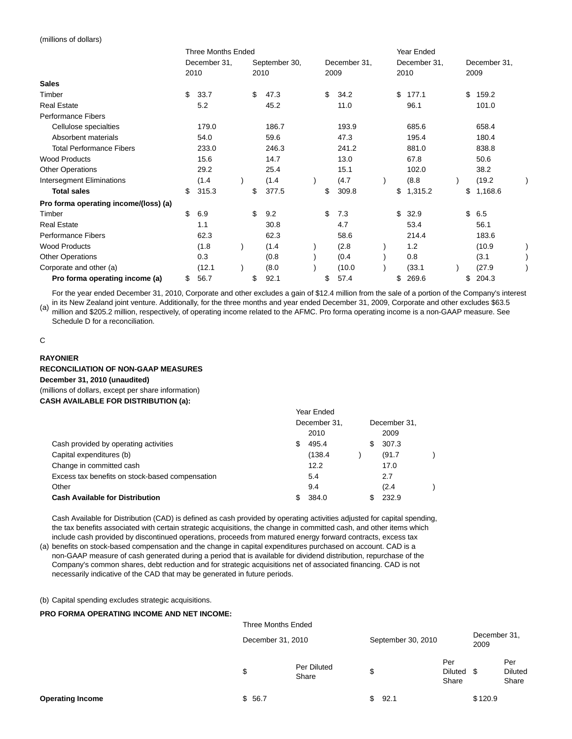(millions of dollars)

| | Three Months Ended | | | Year Ended | |
|---|---|---|---|---|---|
| | December 31, 2010 | September 30, 2010 | December 31, 2009 | December 31, 2010 | December 31, 2009 |
| **Sales** | | | | | |
| Timber | $ 33.7 | $ 47.3 | $ 34.2 | $ 177.1 | $ 159.2 |
| Real Estate | 5.2 | 45.2 | 11.0 | 96.1 | 101.0 |
| Performance Fibers | | | | | |
| Cellulose specialties | 179.0 | 186.7 | 193.9 | 685.6 | 658.4 |
| Absorbent materials | 54.0 | 59.6 | 47.3 | 195.4 | 180.4 |
| Total Performance Fibers | 233.0 | 246.3 | 241.2 | 881.0 | 838.8 |
| Wood Products | 15.6 | 14.7 | 13.0 | 67.8 | 50.6 |
| Other Operations | 29.2 | 25.4 | 15.1 | 102.0 | 38.2 |
| Intersegment Eliminations | (1.4) | (1.4) | (4.7) | (8.8) | (19.2) |
| **Total sales** | $ 315.3 | $ 377.5 | $ 309.8 | $ 1,315.2 | $ 1,168.6 |
| **Pro forma operating income/(loss) (a)** | | | | | |
| Timber | $ 6.9 | $ 9.2 | $ 7.3 | $ 32.9 | $ 6.5 |
| Real Estate | 1.1 | 30.8 | 4.7 | 53.4 | 56.1 |
| Performance Fibers | 62.3 | 62.3 | 58.6 | 214.4 | 183.6 |
| Wood Products | (1.8) | (1.4) | (2.8) | 1.2 | (10.9) |
| Other Operations | 0.3 | (0.8) | (0.4) | 0.8 | (3.1) |
| Corporate and other (a) | (12.1) | (8.0) | (10.0) | (33.1) | (27.9) |
| **Pro forma operating income (a)** | $ 56.7 | $ 92.1 | $ 57.4 | $ 269.6 | $ 204.3 |

(a) For the year ended December 31, 2010, Corporate and other excludes a gain of $12.4 million from the sale of a portion of the Company's interest in its New Zealand joint venture. Additionally, for the three months and year ended December 31, 2009, Corporate and other excludes $63.5 million and $205.2 million, respectively, of operating income related to the AFMC. Pro forma operating income is a non-GAAP measure. See Schedule D for a reconciliation.

C

**RAYONIER**
**RECONCILIATION OF NON-GAAP MEASURES**
**December 31, 2010 (unaudited)**
(millions of dollars, except per share information)
**CASH AVAILABLE FOR DISTRIBUTION (a):**

| | Year Ended | |
|---|---|---|
| | December 31, 2010 | December 31, 2009 |
| Cash provided by operating activities | $ 495.4 | $ 307.3 |
| Capital expenditures (b) | (138.4) | (91.7) |
| Change in committed cash | 12.2 | 17.0 |
| Excess tax benefits on stock-based compensation | 5.4 | 2.7 |
| Other | 9.4 | (2.4) |
| **Cash Available for Distribution** | $ 384.0 | $ 232.9 |

(a) Cash Available for Distribution (CAD) is defined as cash provided by operating activities adjusted for capital spending, the tax benefits associated with certain strategic acquisitions, the change in committed cash, and other items which include cash provided by discontinued operations, proceeds from matured energy forward contracts, excess tax benefits on stock-based compensation and the change in capital expenditures purchased on account. CAD is a non-GAAP measure of cash generated during a period that is available for dividend distribution, repurchase of the Company's common shares, debt reduction and for strategic acquisitions net of associated financing. CAD is not necessarily indicative of the CAD that may be generated in future periods.

(b) Capital spending excludes strategic acquisitions.

**PRO FORMA OPERATING INCOME AND NET INCOME:**

| | Three Months Ended | | | | | |
|---|---|---|---|---|---|---|
| | December 31, 2010 | | September 30, 2010 | | December 31, 2009 | |
| | $ | Per Diluted Share | $ | Per Diluted Share | $ | Per Diluted Share |
| **Operating Income** | $ 56.7 | | $ 92.1 | | $120.9 | |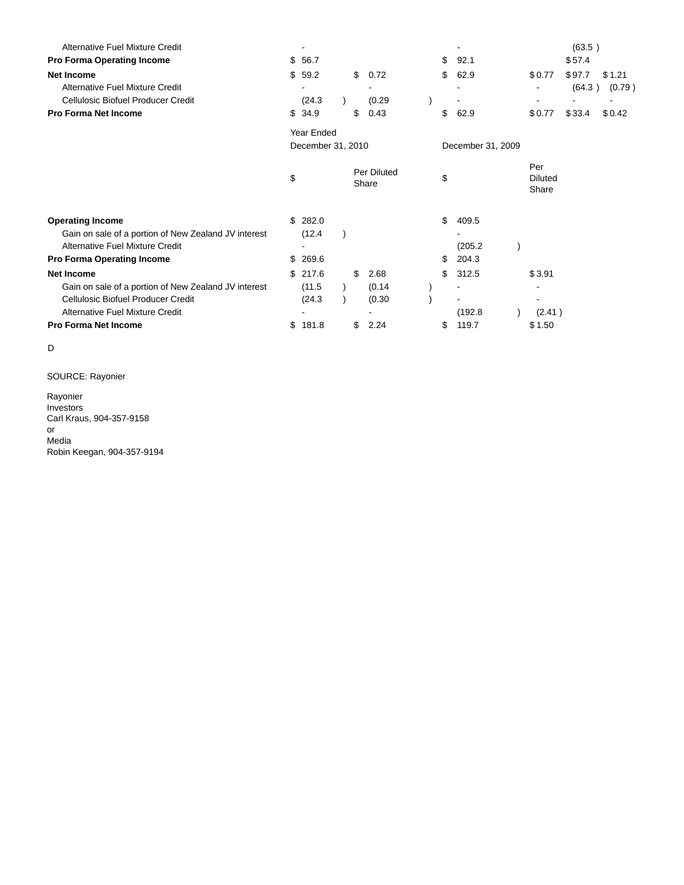| | | | | | | | | |
|---|---|---|---|---|---|---|---|---|
| Alternative Fuel Mixture Credit | - | | | - | | | (63.5 ) | |
| **Pro Forma Operating Income** | $ 56.7 | | | $ 92.1 | | | $ 57.4 | |
| **Net Income** | $ 59.2 | | $ 0.72 | $ 62.9 | | $ 0.77 | $ 97.7 | $ 1.21 |
| Alternative Fuel Mixture Credit | - | | - | - | | - | (64.3 ) | (0.79 ) |
| Cellulosic Biofuel Producer Credit | (24.3 | ) | (0.29 | ) | - | - | - | - |
| **Pro Forma Net Income** | $ 34.9 | | $ 0.43 | $ 62.9 | | $ 0.77 | $ 33.4 | $ 0.42 |

| | Year Ended December 31, 2010 | | | | December 31, 2009 | | | |
|---|---|---|---|---|---|---|---|---|
| | $ | | Per Diluted Share | | $ | | Per Diluted Share | |
| **Operating Income** | $ 282.0 | | | | $ 409.5 | | | |
| Gain on sale of a portion of New Zealand JV interest | (12.4 | ) | | | - | | | |
| Alternative Fuel Mixture Credit | - | | | | (205.2 | ) | | |
| **Pro Forma Operating Income** | $ 269.6 | | | | $ 204.3 | | | |
| **Net Income** | $ 217.6 | | $ 2.68 | | $ 312.5 | | $ 3.91 | |
| Gain on sale of a portion of New Zealand JV interest | (11.5 | ) | (0.14 | ) | - | | - | |
| Cellulosic Biofuel Producer Credit | (24.3 | ) | (0.30 | ) | - | | - | |
| Alternative Fuel Mixture Credit | - | | - | | (192.8 | ) | (2.41 ) | |
| **Pro Forma Net Income** | $ 181.8 | | $ 2.24 | | $ 119.7 | | $ 1.50 | |

D

SOURCE: Rayonier

Rayonier
Investors
Carl Kraus, 904-357-9158
or
Media
Robin Keegan, 904-357-9194